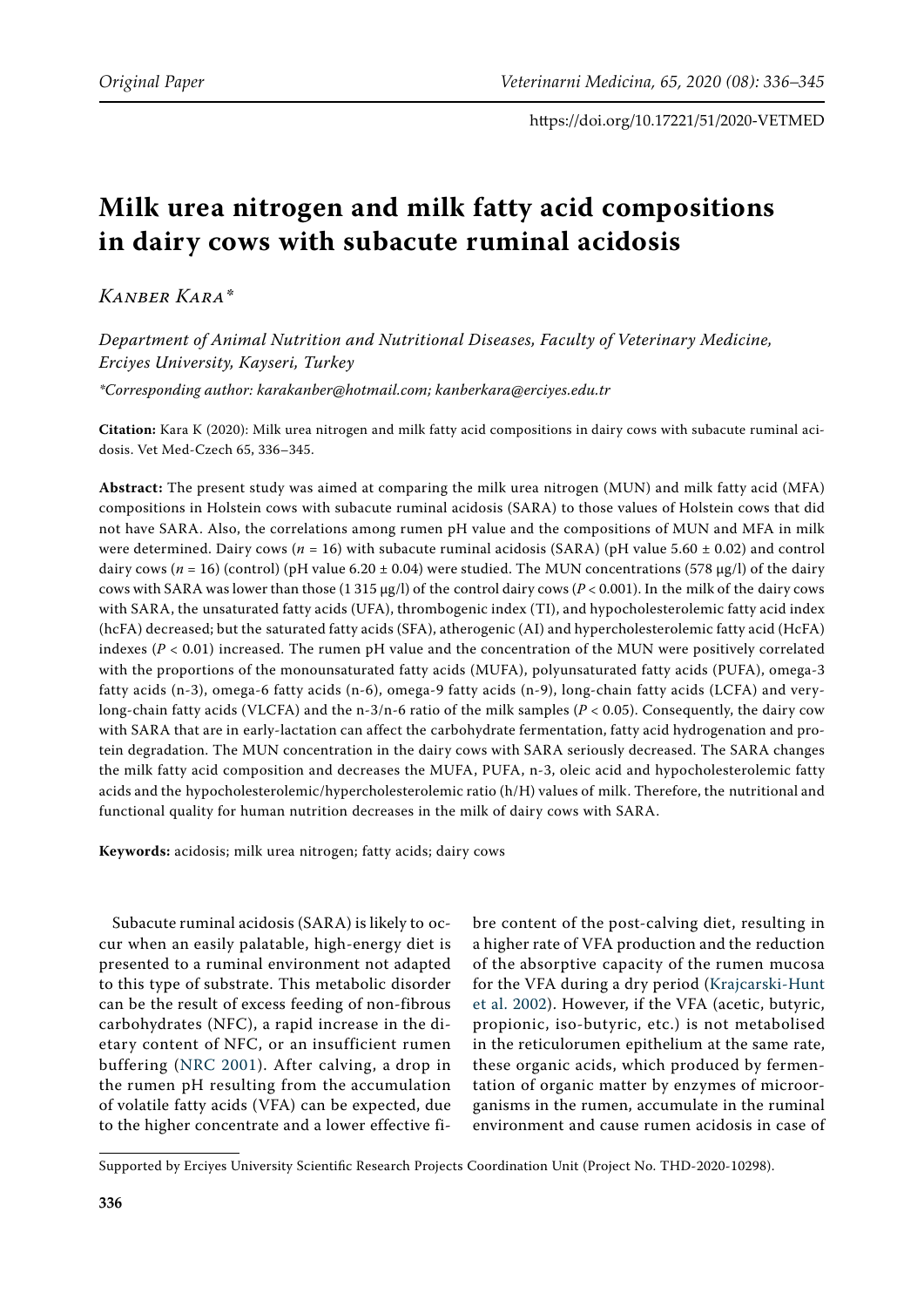# Milk urea nitrogen and milk fatty acid compositions in dairy cows with subacute ruminal acidosis

*Kanber Kara\**

*Department of Animal Nutrition and Nutritional Diseases, Faculty of Veterinary Medicine, Erciyes University, Kayseri, Turkey*

*\*Corresponding author: karakanber@hotmail.com; kanberkara@erciyes.edu.tr*

**Citation:** Kara K (2020): Milk urea nitrogen and milk fatty acid compositions in dairy cows with subacute ruminal acidosis. Vet Med-Czech 65, 336–345.

**Abstract:** The present study was aimed at comparing the milk urea nitrogen (MUN) and milk fatty acid (MFA) compositions in Holstein cows with subacute ruminal acidosis (SARA) to those values of Holstein cows that did not have SARA. Also, the correlations among rumen pH value and the compositions of MUN and MFA in milk were determined. Dairy cows ($n = 16$) with subacute ruminal acidosis (SARA) (pH value $5.60 \pm 0.02$) and control dairy cows ($n = 16$) (control) (pH value $6.20 \pm 0.04$) were studied. The MUN concentrations (578 μg/l) of the dairy cows with SARA was lower than those (1 315 μg/l) of the control dairy cows ($P < 0.001$). In the milk of the dairy cows with SARA, the unsaturated fatty acids (UFA), thrombogenic index (TI), and hypocholesterolemic fatty acid index (hcFA) decreased; but the saturated fatty acids (SFA), atherogenic (AI) and hypercholesterolemic fatty acid (HcFA) indexes ($P < 0.01$) increased. The rumen pH value and the concentration of the MUN were positively correlated with the proportions of the monounsaturated fatty acids (MUFA), polyunsaturated fatty acids (PUFA), omega-3 fatty acids (n-3), omega-6 fatty acids (n-6), omega-9 fatty acids (n-9), long-chain fatty acids (LCFA) and very-long-chain fatty acids (VLCFA) and the n-3/n-6 ratio of the milk samples ($P < 0.05$). Consequently, the dairy cow with SARA that are in early-lactation can affect the carbohydrate fermentation, fatty acid hydrogenation and protein degradation. The MUN concentration in the dairy cows with SARA seriously decreased. The SARA changes the milk fatty acid composition and decreases the MUFA, PUFA, n-3, oleic acid and hypocholesterolemic fatty acids and the hypocholesterolemic/hypercholesterolemic ratio (h/H) values of milk. Therefore, the nutritional and functional quality for human nutrition decreases in the milk of dairy cows with SARA.

**Keywords:** acidosis; milk urea nitrogen; fatty acids; dairy cows

Subacute ruminal acidosis (SARA) is likely to occur when an easily palatable, high-energy diet is presented to a ruminal environment not adapted to this type of substrate. This metabolic disorder can be the result of excess feeding of non-fibrous carbohydrates (NFC), a rapid increase in the dietary content of NFC, or an insufficient rumen buffering (NRC 2001). After calving, a drop in the rumen pH resulting from the accumulation of volatile fatty acids (VFA) can be expected, due to the higher concentrate and a lower effective fibre content of the post-calving diet, resulting in a higher rate of VFA production and the reduction of the absorptive capacity of the rumen mucosa for the VFA during a dry period (Krajcarski-Hunt et al. 2002). However, if the VFA (acetic, butyric, propionic, iso-butyric, etc.) is not metabolised in the reticulorumen epithelium at the same rate, these organic acids, which produced by fermentation of organic matter by enzymes of microorganisms in the rumen, accumulate in the ruminal environment and cause rumen acidosis in case of

Supported by Erciyes University Scientific Research Projects Coordination Unit (Project No. THD-2020-10298).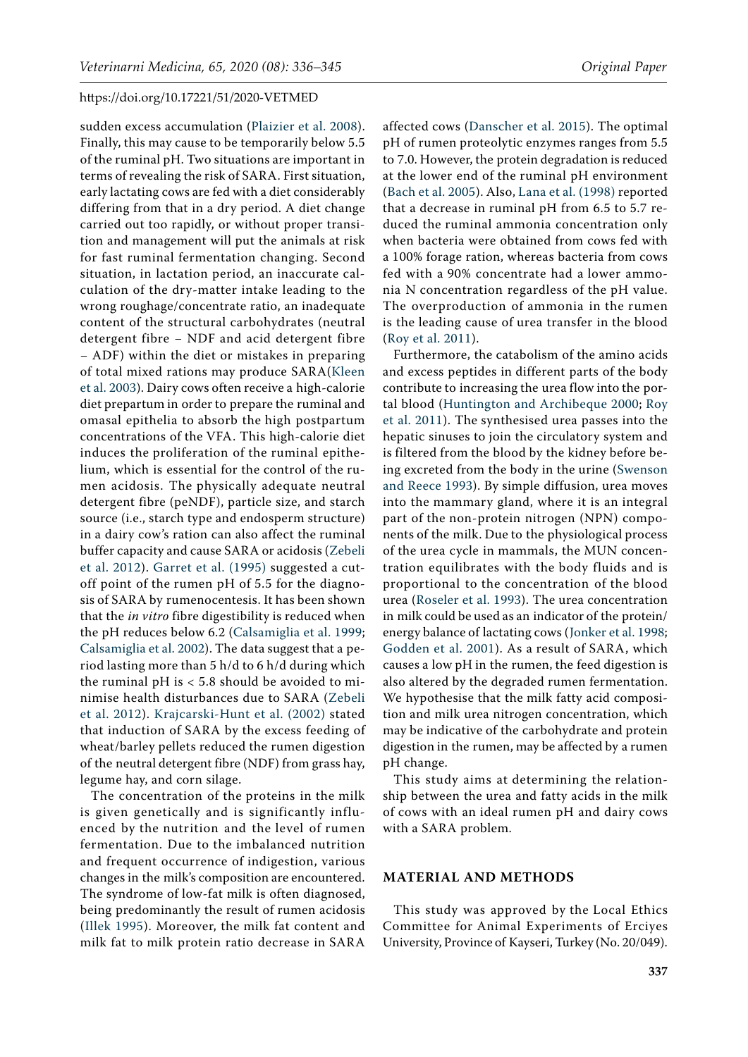sudden excess accumulation (Plaizier et al. 2008). Finally, this may cause to be temporarily below 5.5 of the ruminal pH. Two situations are important in terms of revealing the risk of SARA. First situation, early lactating cows are fed with a diet considerably differing from that in a dry period. A diet change carried out too rapidly, or without proper transition and management will put the animals at risk for fast ruminal fermentation changing. Second situation, in lactation period, an inaccurate calculation of the dry-matter intake leading to the wrong roughage/concentrate ratio, an inadequate content of the structural carbohydrates (neutral detergent fibre – NDF and acid detergent fibre – ADF) within the diet or mistakes in preparing of total mixed rations may produce SARA(Kleen et al. 2003). Dairy cows often receive a high-calorie diet prepartum in order to prepare the ruminal and omasal epithelia to absorb the high postpartum concentrations of the VFA. This high-calorie diet induces the proliferation of the ruminal epithelium, which is essential for the control of the rumen acidosis. The physically adequate neutral detergent fibre (peNDF), particle size, and starch source (i.e., starch type and endosperm structure) in a dairy cow's ration can also affect the ruminal buffer capacity and cause SARA or acidosis (Zebeli et al. 2012). Garret et al. (1995) suggested a cut-off point of the rumen pH of 5.5 for the diagnosis of SARA by rumenocentesis. It has been shown that the *in vitro* fibre digestibility is reduced when the pH reduces below 6.2 (Calsamiglia et al. 1999; Calsamiglia et al. 2002). The data suggest that a period lasting more than 5 h/d to 6 h/d during which the ruminal pH is < 5.8 should be avoided to minimise health disturbances due to SARA (Zebeli et al. 2012). Krajcarski-Hunt et al. (2002) stated that induction of SARA by the excess feeding of wheat/barley pellets reduced the rumen digestion of the neutral detergent fibre (NDF) from grass hay, legume hay, and corn silage.

The concentration of the proteins in the milk is given genetically and is significantly influenced by the nutrition and the level of rumen fermentation. Due to the imbalanced nutrition and frequent occurrence of indigestion, various changes in the milk's composition are encountered. The syndrome of low-fat milk is often diagnosed, being predominantly the result of rumen acidosis (Illek 1995). Moreover, the milk fat content and milk fat to milk protein ratio decrease in SARA affected cows (Danscher et al. 2015). The optimal pH of rumen proteolytic enzymes ranges from 5.5 to 7.0. However, the protein degradation is reduced at the lower end of the ruminal pH environment (Bach et al. 2005). Also, Lana et al. (1998) reported that a decrease in ruminal pH from 6.5 to 5.7 reduced the ruminal ammonia concentration only when bacteria were obtained from cows fed with a 100% forage ration, whereas bacteria from cows fed with a 90% concentrate had a lower ammonia N concentration regardless of the pH value. The overproduction of ammonia in the rumen is the leading cause of urea transfer in the blood (Roy et al. 2011).

Furthermore, the catabolism of the amino acids and excess peptides in different parts of the body contribute to increasing the urea flow into the portal blood (Huntington and Archibeque 2000; Roy et al. 2011). The synthesised urea passes into the hepatic sinuses to join the circulatory system and is filtered from the blood by the kidney before being excreted from the body in the urine (Swenson and Reece 1993). By simple diffusion, urea moves into the mammary gland, where it is an integral part of the non-protein nitrogen (NPN) components of the milk. Due to the physiological process of the urea cycle in mammals, the MUN concentration equilibrates with the body fluids and is proportional to the concentration of the blood urea (Roseler et al. 1993). The urea concentration in milk could be used as an indicator of the protein/energy balance of lactating cows (Jonker et al. 1998; Godden et al. 2001). As a result of SARA, which causes a low pH in the rumen, the feed digestion is also altered by the degraded rumen fermentation. We hypothesise that the milk fatty acid composition and milk urea nitrogen concentration, which may be indicative of the carbohydrate and protein digestion in the rumen, may be affected by a rumen pH change.

This study aims at determining the relationship between the urea and fatty acids in the milk of cows with an ideal rumen pH and dairy cows with a SARA problem.

## MATERIAL AND METHODS

This study was approved by the Local Ethics Committee for Animal Experiments of Erciyes University, Province of Kayseri, Turkey (No. 20/049).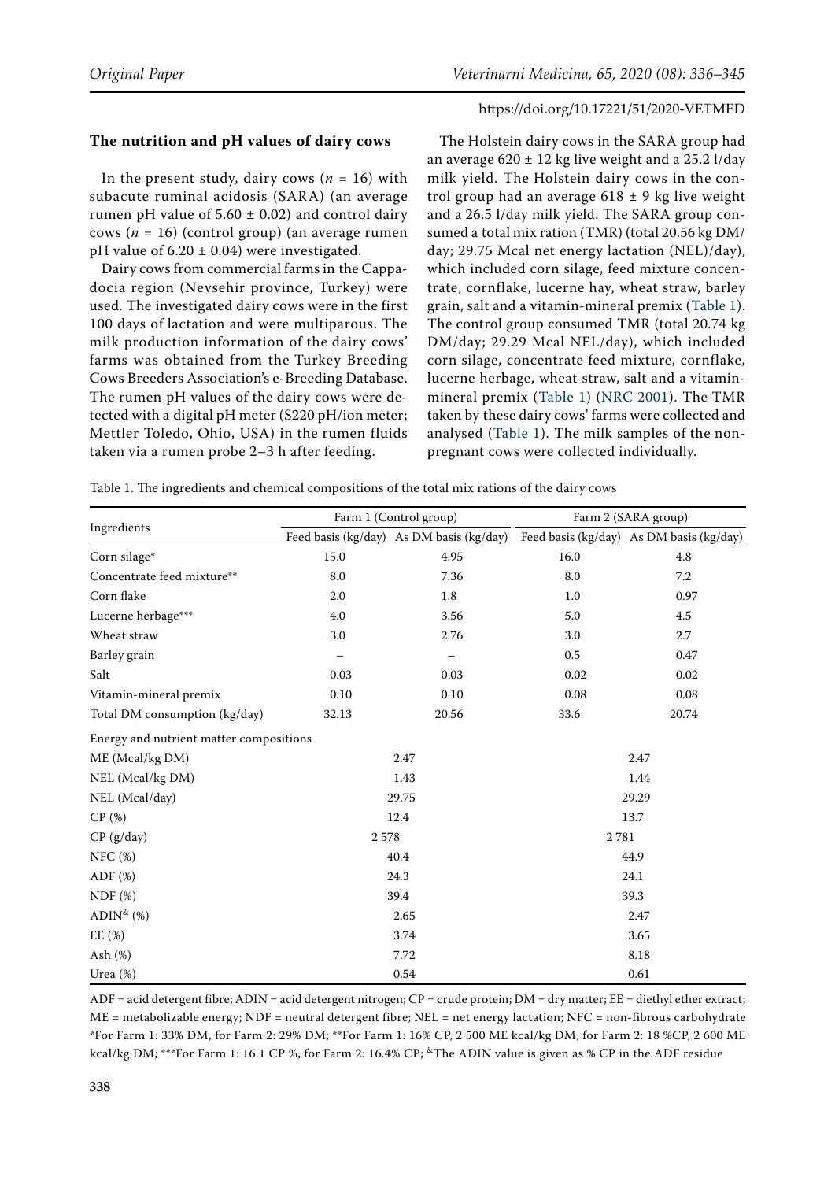### The nutrition and pH values of dairy cows

In the present study, dairy cows ($n$ = 16) with subacute ruminal acidosis (SARA) (an average rumen pH value of 5.60 ± 0.02) and control dairy cows ($n$ = 16) (control group) (an average rumen pH value of 6.20 ± 0.04) were investigated.

Dairy cows from commercial farms in the Cappadocia region (Nevsehir province, Turkey) were used. The investigated dairy cows were in the first 100 days of lactation and were multiparous. The milk production information of the dairy cows' farms was obtained from the Turkey Breeding Cows Breeders Association's e-Breeding Database. The rumen pH values of the dairy cows were detected with a digital pH meter (S220 pH/ion meter; Mettler Toledo, Ohio, USA) in the rumen fluids taken via a rumen probe 2–3 h after feeding.

The Holstein dairy cows in the SARA group had an average 620 ± 12 kg live weight and a 25.2 l/day milk yield. The Holstein dairy cows in the control group had an average 618 ± 9 kg live weight and a 26.5 l/day milk yield. The SARA group consumed a total mix ration (TMR) (total 20.56 kg DM/day; 29.75 Mcal net energy lactation (NEL)/day), which included corn silage, feed mixture concentrate, cornflake, lucerne hay, wheat straw, barley grain, salt and a vitamin-mineral premix (Table 1). The control group consumed TMR (total 20.74 kg DM/day; 29.29 Mcal NEL/day), which included corn silage, concentrate feed mixture, cornflake, lucerne herbage, wheat straw, salt and a vitamin-mineral premix (Table 1) (NRC 2001). The TMR taken by these dairy cows' farms were collected and analysed (Table 1). The milk samples of the non-pregnant cows were collected individually.

Table 1. The ingredients and chemical compositions of the total mix rations of the dairy cows

| Ingredients | Farm 1 (Control group) | | Farm 2 (SARA group) | |
|---|---|---|---|---|
| | Feed basis (kg/day) | As DM basis (kg/day) | Feed basis (kg/day) | As DM basis (kg/day) |
| Corn silage* | 15.0 | 4.95 | 16.0 | 4.8 |
| Concentrate feed mixture** | 8.0 | 7.36 | 8.0 | 7.2 |
| Corn flake | 2.0 | 1.8 | 1.0 | 0.97 |
| Lucerne herbage*** | 4.0 | 3.56 | 5.0 | 4.5 |
| Wheat straw | 3.0 | 2.76 | 3.0 | 2.7 |
| Barley grain | – | – | 0.5 | 0.47 |
| Salt | 0.03 | 0.03 | 0.02 | 0.02 |
| Vitamin-mineral premix | 0.10 | 0.10 | 0.08 | 0.08 |
| Total DM consumption (kg/day) | 32.13 | 20.56 | 33.6 | 20.74 |
| Energy and nutrient matter compositions | | | | |
| ME (Mcal/kg DM) | 2.47 | | 2.47 | |
| NEL (Mcal/kg DM) | 1.43 | | 1.44 | |
| NEL (Mcal/day) | 29.75 | | 29.29 | |
| CP (%) | 12.4 | | 13.7 | |
| CP (g/day) | 2 578 | | 2 781 | |
| NFC (%) | 40.4 | | 44.9 | |
| ADF (%) | 24.3 | | 24.1 | |
| NDF (%) | 39.4 | | 39.3 | |
| ADIN[&] (%) | 2.65 | | 2.47 | |
| EE (%) | 3.74 | | 3.65 | |
| Ash (%) | 7.72 | | 8.18 | |
| Urea (%) | 0.54 | | 0.61 | |

ADF = acid detergent fibre; ADIN = acid detergent nitrogen; CP = crude protein; DM = dry matter; EE = diethyl ether extract; ME = metabolizable energy; NDF = neutral detergent fibre; NEL = net energy lactation; NFC = non-fibrous carbohydrate
*For Farm 1: 33% DM, for Farm 2: 29% DM; **For Farm 1: 16% CP, 2 500 ME kcal/kg DM, for Farm 2: 18 %CP, 2 600 ME kcal/kg DM; ***For Farm 1: 16.1 CP %, for Farm 2: 16.4% CP; [&]The ADIN value is given as % CP in the ADF residue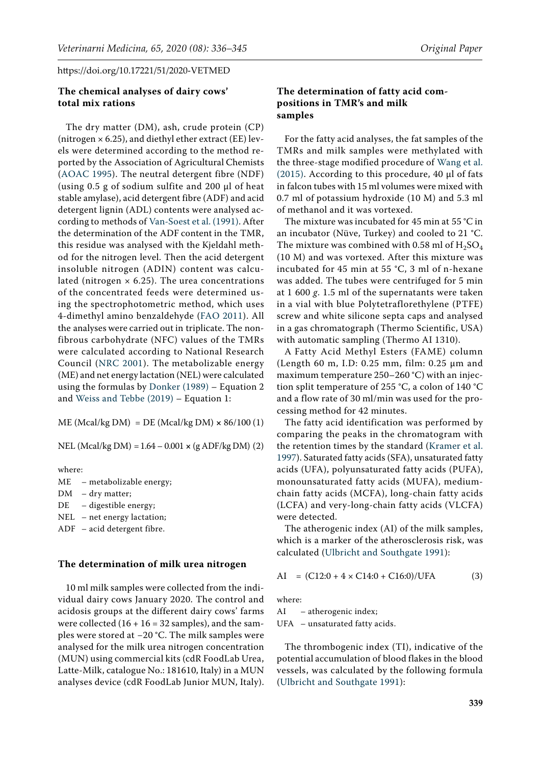### The chemical analyses of dairy cows' total mix rations

The dry matter (DM), ash, crude protein (CP) (nitrogen × 6.25), and diethyl ether extract (EE) levels were determined according to the method reported by the Association of Agricultural Chemists (AOAC 1995). The neutral detergent fibre (NDF) (using 0.5 g of sodium sulfite and 200 µl of heat stable amylase), acid detergent fibre (ADF) and acid detergent lignin (ADL) contents were analysed according to methods of Van-Soest et al. (1991). After the determination of the ADF content in the TMR, this residue was analysed with the Kjeldahl method for the nitrogen level. Then the acid detergent insoluble nitrogen (ADIN) content was calculated (nitrogen × 6.25). The urea concentrations of the concentrated feeds were determined using the spectrophotometric method, which uses 4-dimethyl amino benzaldehyde (FAO 2011). All the analyses were carried out in triplicate. The non-fibrous carbohydrate (NFC) values of the TMRs were calculated according to National Research Council (NRC 2001). The metabolizable energy (ME) and net energy lactation (NEL) were calculated using the formulas by Donker (1989) – Equation 2 and Weiss and Tebbe (2019) – Equation 1:

$$\text{ME (Mcal/kg DM)} = \text{DE (Mcal/kg DM)} \times 86/100 \quad (1)$$

$$\text{NEL (Mcal/kg DM)} = 1.64 - 0.001 \times (\text{g ADF/kg DM}) \quad (2)$$

where:

ME – metabolizable energy;
DM – dry matter;
DE – digestible energy;
NEL – net energy lactation;
ADF – acid detergent fibre.

### The determination of milk urea nitrogen

10 ml milk samples were collected from the individual dairy cows January 2020. The control and acidosis groups at the different dairy cows' farms were collected (16 + 16 = 32 samples), and the samples were stored at −20 °C. The milk samples were analysed for the milk urea nitrogen concentration (MUN) using commercial kits (cdR FoodLab Urea, Latte-Milk, catalogue No.: 181610, Italy) in a MUN analyses device (cdR FoodLab Junior MUN, Italy).

### The determination of fatty acid compositions in TMR's and milk samples

For the fatty acid analyses, the fat samples of the TMRs and milk samples were methylated with the three-stage modified procedure of Wang et al. (2015). According to this procedure, 40 µl of fats in falcon tubes with 15 ml volumes were mixed with 0.7 ml of potassium hydroxide (10 M) and 5.3 ml of methanol and it was vortexed.

The mixture was incubated for 45 min at 55 °C in an incubator (Nüve, Turkey) and cooled to 21 °C. The mixture was combined with 0.58 ml of $H_2SO_4$ (10 M) and was vortexed. After this mixture was incubated for 45 min at 55 °C, 3 ml of n-hexane was added. The tubes were centrifuged for 5 min at 1 600 *g*. 1.5 ml of the supernatants were taken in a vial with blue Polytetraflorethylene (PTFE) screw and white silicone septa caps and analysed in a gas chromatograph (Thermo Scientific, USA) with automatic sampling (Thermo AI 1310).

A Fatty Acid Methyl Esters (FAME) column (Length 60 m, I.D: 0.25 mm, film: 0.25 µm and maximum temperature 250–260 °C) with an injection split temperature of 255 °C, a colon of 140 °C and a flow rate of 30 ml/min was used for the processing method for 42 minutes.

The fatty acid identification was performed by comparing the peaks in the chromatogram with the retention times by the standard (Kramer et al. 1997). Saturated fatty acids (SFA), unsaturated fatty acids (UFA), polyunsaturated fatty acids (PUFA), monounsaturated fatty acids (MUFA), medium-chain fatty acids (MCFA), long-chain fatty acids (LCFA) and very-long-chain fatty acids (VLCFA) were detected.

The atherogenic index (AI) of the milk samples, which is a marker of the atherosclerosis risk, was calculated (Ulbricht and Southgate 1991):

$$\text{AI} = (\text{C12:0} + 4 \times \text{C14:0} + \text{C16:0})/\text{UFA} \quad (3)$$

where:

AI – atherogenic index;
UFA – unsaturated fatty acids.

The thrombogenic index (TI), indicative of the potential accumulation of blood flakes in the blood vessels, was calculated by the following formula (Ulbricht and Southgate 1991):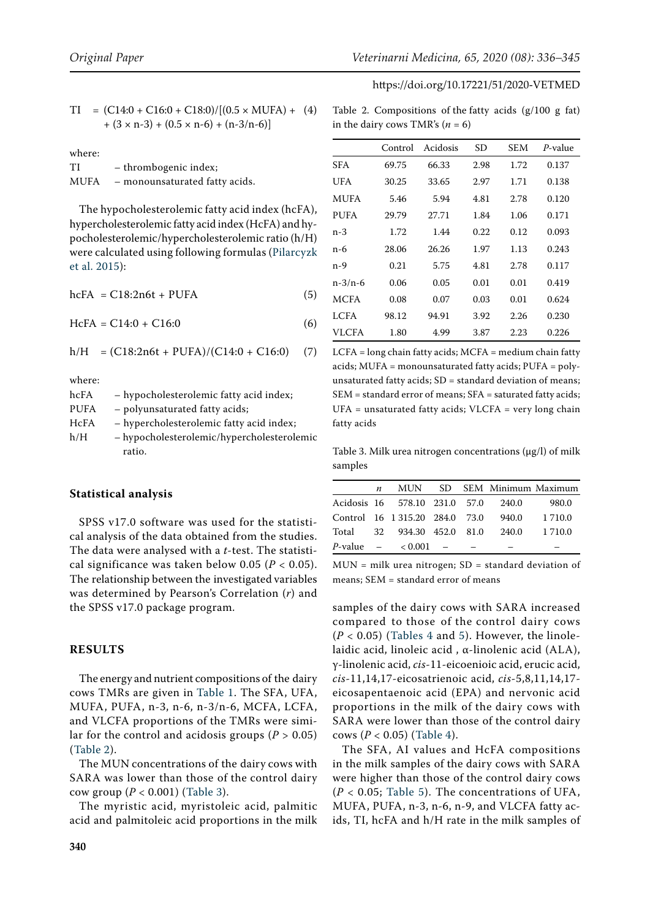$$TI = (C14:0 + C16:0 + C18:0)/[(0.5 \times MUFA) + (3 \times n\text{-}3) + (0.5 \times n\text{-}6) + (n\text{-}3/n\text{-}6)] \quad (4)$$

where:

TI – thrombogenic index;
MUFA – monounsaturated fatty acids.

The hypocholesterolemic fatty acid index (hcFA), hypercholesterolemic fatty acid index (HcFA) and hypocholesterolemic/hypercholesterolemic ratio (h/H) were calculated using following formulas (Pilarcyzk et al. 2015):

$$hcFA = C18:2n6t + PUFA \quad (5)$$

$$HcFA = C14:0 + C16:0 \quad (6)$$

$$h/H = (C18:2n6t + PUFA)/(C14:0 + C16:0) \quad (7)$$

where:

hcFA – hypocholesterolemic fatty acid index;
PUFA – polyunsaturated fatty acids;
HcFA – hypercholesterolemic fatty acid index;
h/H – hypocholesterolemic/hypercholesterolemic ratio.

### Statistical analysis

SPSS v17.0 software was used for the statistical analysis of the data obtained from the studies. The data were analysed with a *t*-test. The statistical significance was taken below 0.05 ($P < 0.05$). The relationship between the investigated variables was determined by Pearson's Correlation ($r$) and the SPSS v17.0 package program.

## RESULTS

The energy and nutrient compositions of the dairy cows TMRs are given in Table 1. The SFA, UFA, MUFA, PUFA, n-3, n-6, n-3/n-6, MCFA, LCFA, and VLCFA proportions of the TMRs were similar for the control and acidosis groups ($P > 0.05$) (Table 2).

The MUN concentrations of the dairy cows with SARA was lower than those of the control dairy cow group ($P < 0.001$) (Table 3).

The myristic acid, myristoleic acid, palmitic acid and palmitoleic acid proportions in the milk samples of the dairy cows with SARA increased compared to those of the control dairy cows ($P < 0.05$) (Tables 4 and 5). However, the linolelaidic acid, linoleic acid, α-linolenic acid (ALA), γ-linolenic acid, *cis*-11-eicoenioic acid, erucic acid, *cis*-11,14,17-eicosatrienoic acid, *cis*-5,8,11,14,17-eicosapentaenoic acid (EPA) and nervonic acid proportions in the milk of the dairy cows with SARA were lower than those of the control dairy cows ($P < 0.05$) (Table 4).

The SFA, AI values and HcFA compositions in the milk samples of the dairy cows with SARA were higher than those of the control dairy cows ($P < 0.05$; Table 5). The concentrations of UFA, MUFA, PUFA, n-3, n-6, n-9, and VLCFA fatty acids, TI, hcFA and h/H rate in the milk samples of

Table 2. Compositions of the fatty acids (g/100 g fat) in the dairy cows TMR's ($n = 6$)

| | Control | Acidosis | SD | SEM | *P*-value |
|---|---|---|---|---|---|
| SFA | 69.75 | 66.33 | 2.98 | 1.72 | 0.137 |
| UFA | 30.25 | 33.65 | 2.97 | 1.71 | 0.138 |
| MUFA | 5.46 | 5.94 | 4.81 | 2.78 | 0.120 |
| PUFA | 29.79 | 27.71 | 1.84 | 1.06 | 0.171 |
| n-3 | 1.72 | 1.44 | 0.22 | 0.12 | 0.093 |
| n-6 | 28.06 | 26.26 | 1.97 | 1.13 | 0.243 |
| n-9 | 0.21 | 5.75 | 4.81 | 2.78 | 0.117 |
| n-3/n-6 | 0.06 | 0.05 | 0.01 | 0.01 | 0.419 |
| MCFA | 0.08 | 0.07 | 0.03 | 0.01 | 0.624 |
| LCFA | 98.12 | 94.91 | 3.92 | 2.26 | 0.230 |
| VLCFA | 1.80 | 4.99 | 3.87 | 2.23 | 0.226 |

LCFA = long chain fatty acids; MCFA = medium chain fatty acids; MUFA = monounsaturated fatty acids; PUFA = polyunsaturated fatty acids; SD = standard deviation of means; SEM = standard error of means; SFA = saturated fatty acids; UFA = unsaturated fatty acids; VLCFA = very long chain fatty acids

Table 3. Milk urea nitrogen concentrations (μg/l) of milk samples

| | *n* | MUN | SD | SEM | Minimum | Maximum |
|---|---|---|---|---|---|---|
| Acidosis | 16 | 578.10 | 231.0 | 57.0 | 240.0 | 980.0 |
| Control | 16 | 1 315.20 | 284.0 | 73.0 | 940.0 | 1 710.0 |
| Total | 32 | 934.30 | 452.0 | 81.0 | 240.0 | 1 710.0 |
| *P*-value | – | < 0.001 | – | – | – | – |

MUN = milk urea nitrogen; SD = standard deviation of means; SEM = standard error of means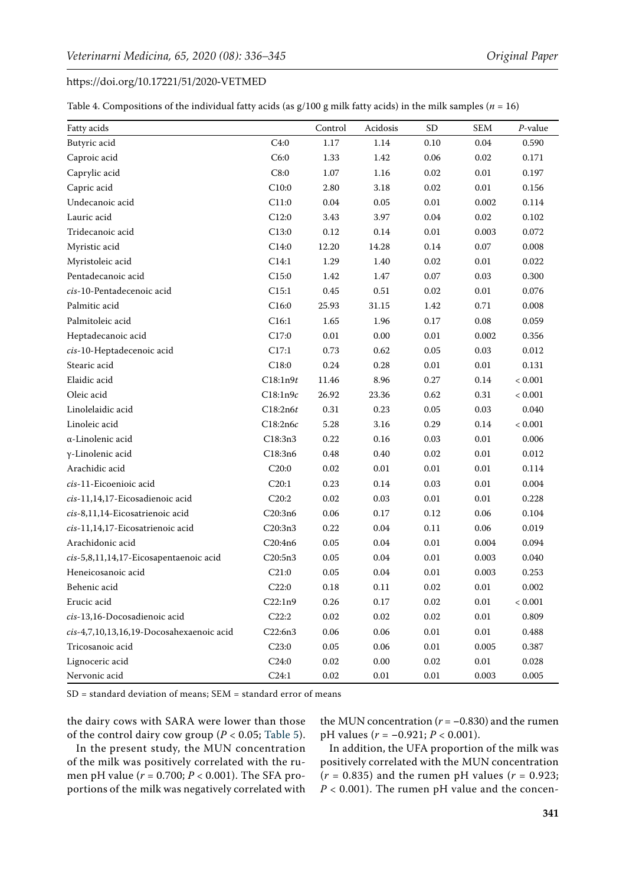Table 4. Compositions of the individual fatty acids (as g/100 g milk fatty acids) in the milk samples ($n$ = 16)

| Fatty acids | | Control | Acidosis | SD | SEM | $P$-value |
|---|---|---|---|---|---|---|
| Butyric acid | C4:0 | 1.17 | 1.14 | 0.10 | 0.04 | 0.590 |
| Caproic acid | C6:0 | 1.33 | 1.42 | 0.06 | 0.02 | 0.171 |
| Caprylic acid | C8:0 | 1.07 | 1.16 | 0.02 | 0.01 | 0.197 |
| Capric acid | C10:0 | 2.80 | 3.18 | 0.02 | 0.01 | 0.156 |
| Undecanoic acid | C11:0 | 0.04 | 0.05 | 0.01 | 0.002 | 0.114 |
| Lauric acid | C12:0 | 3.43 | 3.97 | 0.04 | 0.02 | 0.102 |
| Tridecanoic acid | C13:0 | 0.12 | 0.14 | 0.01 | 0.003 | 0.072 |
| Myristic acid | C14:0 | 12.20 | 14.28 | 0.14 | 0.07 | 0.008 |
| Myristoleic acid | C14:1 | 1.29 | 1.40 | 0.02 | 0.01 | 0.022 |
| Pentadecanoic acid | C15:0 | 1.42 | 1.47 | 0.07 | 0.03 | 0.300 |
| *cis*-10-Pentadecenoic acid | C15:1 | 0.45 | 0.51 | 0.02 | 0.01 | 0.076 |
| Palmitic acid | C16:0 | 25.93 | 31.15 | 1.42 | 0.71 | 0.008 |
| Palmitoleic acid | C16:1 | 1.65 | 1.96 | 0.17 | 0.08 | 0.059 |
| Heptadecanoic acid | C17:0 | 0.01 | 0.00 | 0.01 | 0.002 | 0.356 |
| *cis*-10-Heptadecenoic acid | C17:1 | 0.73 | 0.62 | 0.05 | 0.03 | 0.012 |
| Stearic acid | C18:0 | 0.24 | 0.28 | 0.01 | 0.01 | 0.131 |
| Elaidic acid | C18:1n9*t* | 11.46 | 8.96 | 0.27 | 0.14 | < 0.001 |
| Oleic acid | C18:1n9*c* | 26.92 | 23.36 | 0.62 | 0.31 | < 0.001 |
| Linolelaidic acid | C18:2n6*t* | 0.31 | 0.23 | 0.05 | 0.03 | 0.040 |
| Linoleic acid | C18:2n6*c* | 5.28 | 3.16 | 0.29 | 0.14 | < 0.001 |
| α-Linolenic acid | C18:3n3 | 0.22 | 0.16 | 0.03 | 0.01 | 0.006 |
| γ-Linolenic acid | C18:3n6 | 0.48 | 0.40 | 0.02 | 0.01 | 0.012 |
| Arachidic acid | C20:0 | 0.02 | 0.01 | 0.01 | 0.01 | 0.114 |
| *cis*-11-Eicoenioic acid | C20:1 | 0.23 | 0.14 | 0.03 | 0.01 | 0.004 |
| *cis*-11,14,17-Eicosadienoic acid | C20:2 | 0.02 | 0.03 | 0.01 | 0.01 | 0.228 |
| *cis*-8,11,14-Eicosatrienoic acid | C20:3n6 | 0.06 | 0.17 | 0.12 | 0.06 | 0.104 |
| *cis*-11,14,17-Eicosatrienoic acid | C20:3n3 | 0.22 | 0.04 | 0.11 | 0.06 | 0.019 |
| Arachidonic acid | C20:4n6 | 0.05 | 0.04 | 0.01 | 0.004 | 0.094 |
| *cis*-5,8,11,14,17-Eicosapentaenoic acid | C20:5n3 | 0.05 | 0.04 | 0.01 | 0.003 | 0.040 |
| Heneicosanoic acid | C21:0 | 0.05 | 0.04 | 0.01 | 0.003 | 0.253 |
| Behenic acid | C22:0 | 0.18 | 0.11 | 0.02 | 0.01 | 0.002 |
| Erucic acid | C22:1n9 | 0.26 | 0.17 | 0.02 | 0.01 | < 0.001 |
| *cis*-13,16-Docosadienoic acid | C22:2 | 0.02 | 0.02 | 0.02 | 0.01 | 0.809 |
| *cis*-4,7,10,13,16,19-Docosahexaenoic acid | C22:6n3 | 0.06 | 0.06 | 0.01 | 0.01 | 0.488 |
| Tricosanoic acid | C23:0 | 0.05 | 0.06 | 0.01 | 0.005 | 0.387 |
| Lignoceric acid | C24:0 | 0.02 | 0.00 | 0.02 | 0.01 | 0.028 |
| Nervonic acid | C24:1 | 0.02 | 0.01 | 0.01 | 0.003 | 0.005 |

SD = standard deviation of means; SEM = standard error of means

the dairy cows with SARA were lower than those of the control dairy cow group ($P < 0.05$; Table 5).

In the present study, the MUN concentration of the milk was positively correlated with the rumen pH value ($r = 0.700$; $P < 0.001$). The SFA proportions of the milk was negatively correlated with the MUN concentration ($r = -0.830$) and the rumen pH values ($r = -0.921$; $P < 0.001$).

In addition, the UFA proportion of the milk was positively correlated with the MUN concentration ($r = 0.835$) and the rumen pH values ($r = 0.923$; $P < 0.001$). The rumen pH value and the concen-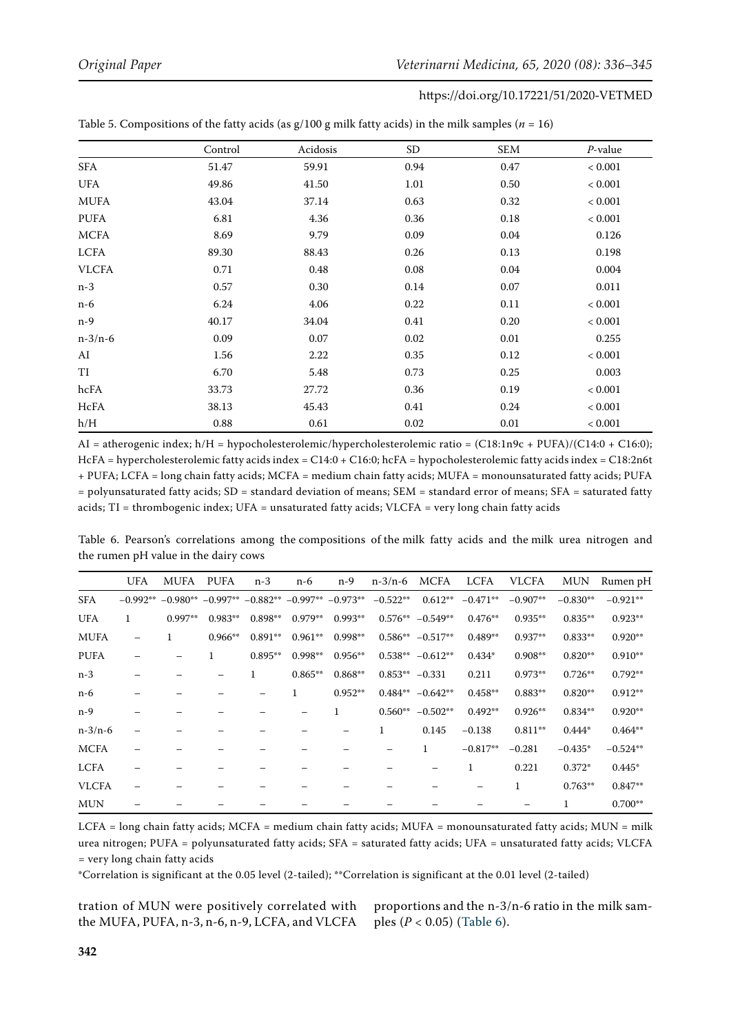Table 5. Compositions of the fatty acids (as g/100 g milk fatty acids) in the milk samples ($n$ = 16)

| | Control | Acidosis | SD | SEM | $P$-value |
|---|---|---|---|---|---|
| SFA | 51.47 | 59.91 | 0.94 | 0.47 | < 0.001 |
| UFA | 49.86 | 41.50 | 1.01 | 0.50 | < 0.001 |
| MUFA | 43.04 | 37.14 | 0.63 | 0.32 | < 0.001 |
| PUFA | 6.81 | 4.36 | 0.36 | 0.18 | < 0.001 |
| MCFA | 8.69 | 9.79 | 0.09 | 0.04 | 0.126 |
| LCFA | 89.30 | 88.43 | 0.26 | 0.13 | 0.198 |
| VLCFA | 0.71 | 0.48 | 0.08 | 0.04 | 0.004 |
| n-3 | 0.57 | 0.30 | 0.14 | 0.07 | 0.011 |
| n-6 | 6.24 | 4.06 | 0.22 | 0.11 | < 0.001 |
| n-9 | 40.17 | 34.04 | 0.41 | 0.20 | < 0.001 |
| n-3/n-6 | 0.09 | 0.07 | 0.02 | 0.01 | 0.255 |
| AI | 1.56 | 2.22 | 0.35 | 0.12 | < 0.001 |
| TI | 6.70 | 5.48 | 0.73 | 0.25 | 0.003 |
| hcFA | 33.73 | 27.72 | 0.36 | 0.19 | < 0.001 |
| HcFA | 38.13 | 45.43 | 0.41 | 0.24 | < 0.001 |
| h/H | 0.88 | 0.61 | 0.02 | 0.01 | < 0.001 |

AI = atherogenic index; h/H = hypocholesterolemic/hypercholesterolemic ratio = (C18:1n9c + PUFA)/(C14:0 + C16:0); HcFA = hypercholesterolemic fatty acids index = C14:0 + C16:0; hcFA = hypocholesterolemic fatty acids index = C18:2n6t + PUFA; LCFA = long chain fatty acids; MCFA = medium chain fatty acids; MUFA = monounsaturated fatty acids; PUFA = polyunsaturated fatty acids; SD = standard deviation of means; SEM = standard error of means; SFA = saturated fatty acids; TI = thrombogenic index; UFA = unsaturated fatty acids; VLCFA = very long chain fatty acids

Table 6. Pearson's correlations among the compositions of the milk fatty acids and the milk urea nitrogen and the rumen pH value in the dairy cows

| | UFA | MUFA | PUFA | n-3 | n-6 | n-9 | n-3/n-6 | MCFA | LCFA | VLCFA | MUN | Rumen pH |
|---|---|---|---|---|---|---|---|---|---|---|---|---|
| SFA | −0.992** | −0.980** | −0.997** | −0.882** | −0.997** | −0.973** | −0.522** | 0.612** | −0.471** | −0.907** | −0.830** | −0.921** |
| UFA | 1 | 0.997** | 0.983** | 0.898** | 0.979** | 0.993** | 0.576** | −0.549** | 0.476** | 0.935** | 0.835** | 0.923** |
| MUFA | – | 1 | 0.966** | 0.891** | 0.961** | 0.998** | 0.586** | −0.517** | 0.489** | 0.937** | 0.833** | 0.920** |
| PUFA | – | – | 1 | 0.895** | 0.998** | 0.956** | 0.538** | −0.612** | 0.434* | 0.908** | 0.820** | 0.910** |
| n-3 | – | – | – | 1 | 0.865** | 0.868** | 0.853** | −0.331 | 0.211 | 0.973** | 0.726** | 0.792** |
| n-6 | – | – | – | – | 1 | 0.952** | 0.484** | −0.642** | 0.458** | 0.883** | 0.820** | 0.912** |
| n-9 | – | – | – | – | – | 1 | 0.560** | −0.502** | 0.492** | 0.926** | 0.834** | 0.920** |
| n-3/n-6 | – | – | – | – | – | – | 1 | 0.145 | −0.138 | 0.811** | 0.444* | 0.464** |
| MCFA | – | – | – | – | – | – | – | 1 | −0.817** | −0.281 | −0.435* | −0.524** |
| LCFA | – | – | – | – | – | – | – | – | 1 | 0.221 | 0.372* | 0.445* |
| VLCFA | – | – | – | – | – | – | – | – | – | 1 | 0.763** | 0.847** |
| MUN | – | – | – | – | – | – | – | – | – | – | 1 | 0.700** |

LCFA = long chain fatty acids; MCFA = medium chain fatty acids; MUFA = monounsaturated fatty acids; MUN = milk urea nitrogen; PUFA = polyunsaturated fatty acids; SFA = saturated fatty acids; UFA = unsaturated fatty acids; VLCFA = very long chain fatty acids

*Correlation is significant at the 0.05 level (2-tailed); **Correlation is significant at the 0.01 level (2-tailed)

tration of MUN were positively correlated with the MUFA, PUFA, n-3, n-6, n-9, LCFA, and VLCFA proportions and the n-3/n-6 ratio in the milk samples ($P < 0.05$) (Table 6).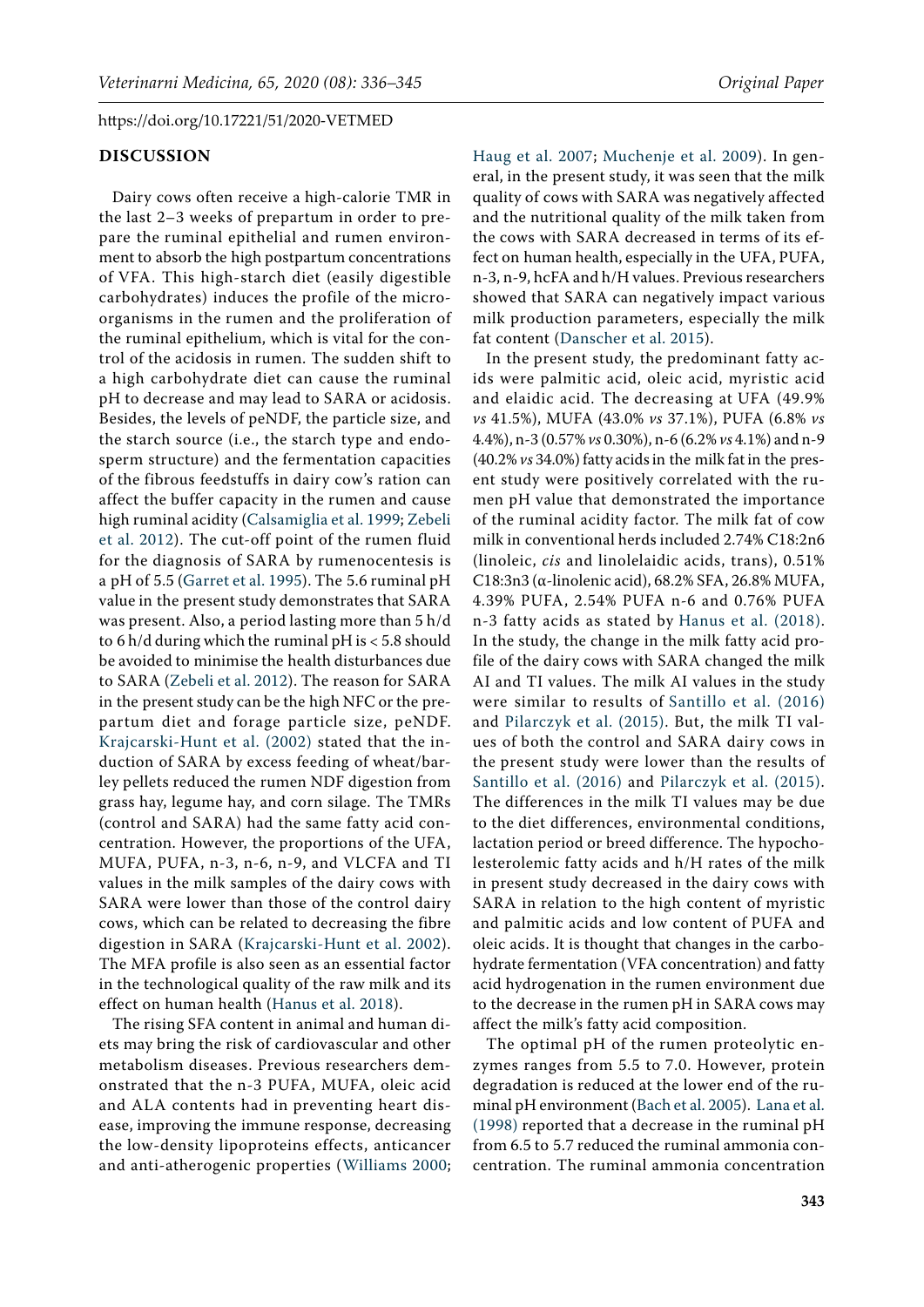## DISCUSSION

Dairy cows often receive a high-calorie TMR in the last 2–3 weeks of prepartum in order to prepare the ruminal epithelial and rumen environment to absorb the high postpartum concentrations of VFA. This high-starch diet (easily digestible carbohydrates) induces the profile of the microorganisms in the rumen and the proliferation of the ruminal epithelium, which is vital for the control of the acidosis in rumen. The sudden shift to a high carbohydrate diet can cause the ruminal pH to decrease and may lead to SARA or acidosis. Besides, the levels of peNDF, the particle size, and the starch source (i.e., the starch type and endosperm structure) and the fermentation capacities of the fibrous feedstuffs in dairy cow's ration can affect the buffer capacity in the rumen and cause high ruminal acidity (Calsamiglia et al. 1999; Zebeli et al. 2012). The cut-off point of the rumen fluid for the diagnosis of SARA by rumenocentesis is a pH of 5.5 (Garret et al. 1995). The 5.6 ruminal pH value in the present study demonstrates that SARA was present. Also, a period lasting more than 5 h/d to 6 h/d during which the ruminal pH is < 5.8 should be avoided to minimise the health disturbances due to SARA (Zebeli et al. 2012). The reason for SARA in the present study can be the high NFC or the prepartum diet and forage particle size, peNDF. Krajcarski-Hunt et al. (2002) stated that the induction of SARA by excess feeding of wheat/barley pellets reduced the rumen NDF digestion from grass hay, legume hay, and corn silage. The TMRs (control and SARA) had the same fatty acid concentration. However, the proportions of the UFA, MUFA, PUFA, n-3, n-6, n-9, and VLCFA and TI values in the milk samples of the dairy cows with SARA were lower than those of the control dairy cows, which can be related to decreasing the fibre digestion in SARA (Krajcarski-Hunt et al. 2002). The MFA profile is also seen as an essential factor in the technological quality of the raw milk and its effect on human health (Hanus et al. 2018).

The rising SFA content in animal and human diets may bring the risk of cardiovascular and other metabolism diseases. Previous researchers demonstrated that the n-3 PUFA, MUFA, oleic acid and ALA contents had in preventing heart disease, improving the immune response, decreasing the low-density lipoproteins effects, anticancer and anti-atherogenic properties (Williams 2000; Haug et al. 2007; Muchenje et al. 2009). In general, in the present study, it was seen that the milk quality of cows with SARA was negatively affected and the nutritional quality of the milk taken from the cows with SARA decreased in terms of its effect on human health, especially in the UFA, PUFA, n-3, n-9, hcFA and h/H values. Previous researchers showed that SARA can negatively impact various milk production parameters, especially the milk fat content (Danscher et al. 2015).

In the present study, the predominant fatty acids were palmitic acid, oleic acid, myristic acid and elaidic acid. The decreasing at UFA (49.9% *vs* 41.5%), MUFA (43.0% *vs* 37.1%), PUFA (6.8% *vs* 4.4%), n-3 (0.57% *vs* 0.30%), n-6 (6.2% *vs* 4.1%) and n-9 (40.2% *vs* 34.0%) fatty acids in the milk fat in the present study were positively correlated with the rumen pH value that demonstrated the importance of the ruminal acidity factor. The milk fat of cow milk in conventional herds included 2.74% C18:2n6 (linoleic, *cis* and linolelaidic acids, trans), 0.51% C18:3n3 (α-linolenic acid), 68.2% SFA, 26.8% MUFA, 4.39% PUFA, 2.54% PUFA n-6 and 0.76% PUFA n-3 fatty acids as stated by Hanus et al. (2018). In the study, the change in the milk fatty acid profile of the dairy cows with SARA changed the milk AI and TI values. The milk AI values in the study were similar to results of Santillo et al. (2016) and Pilarczyk et al. (2015). But, the milk TI values of both the control and SARA dairy cows in the present study were lower than the results of Santillo et al. (2016) and Pilarczyk et al. (2015). The differences in the milk TI values may be due to the diet differences, environmental conditions, lactation period or breed difference. The hypocholesterolemic fatty acids and h/H rates of the milk in present study decreased in the dairy cows with SARA in relation to the high content of myristic and palmitic acids and low content of PUFA and oleic acids. It is thought that changes in the carbohydrate fermentation (VFA concentration) and fatty acid hydrogenation in the rumen environment due to the decrease in the rumen pH in SARA cows may affect the milk's fatty acid composition.

The optimal pH of the rumen proteolytic enzymes ranges from 5.5 to 7.0. However, protein degradation is reduced at the lower end of the ruminal pH environment (Bach et al. 2005). Lana et al. (1998) reported that a decrease in the ruminal pH from 6.5 to 5.7 reduced the ruminal ammonia concentration. The ruminal ammonia concentration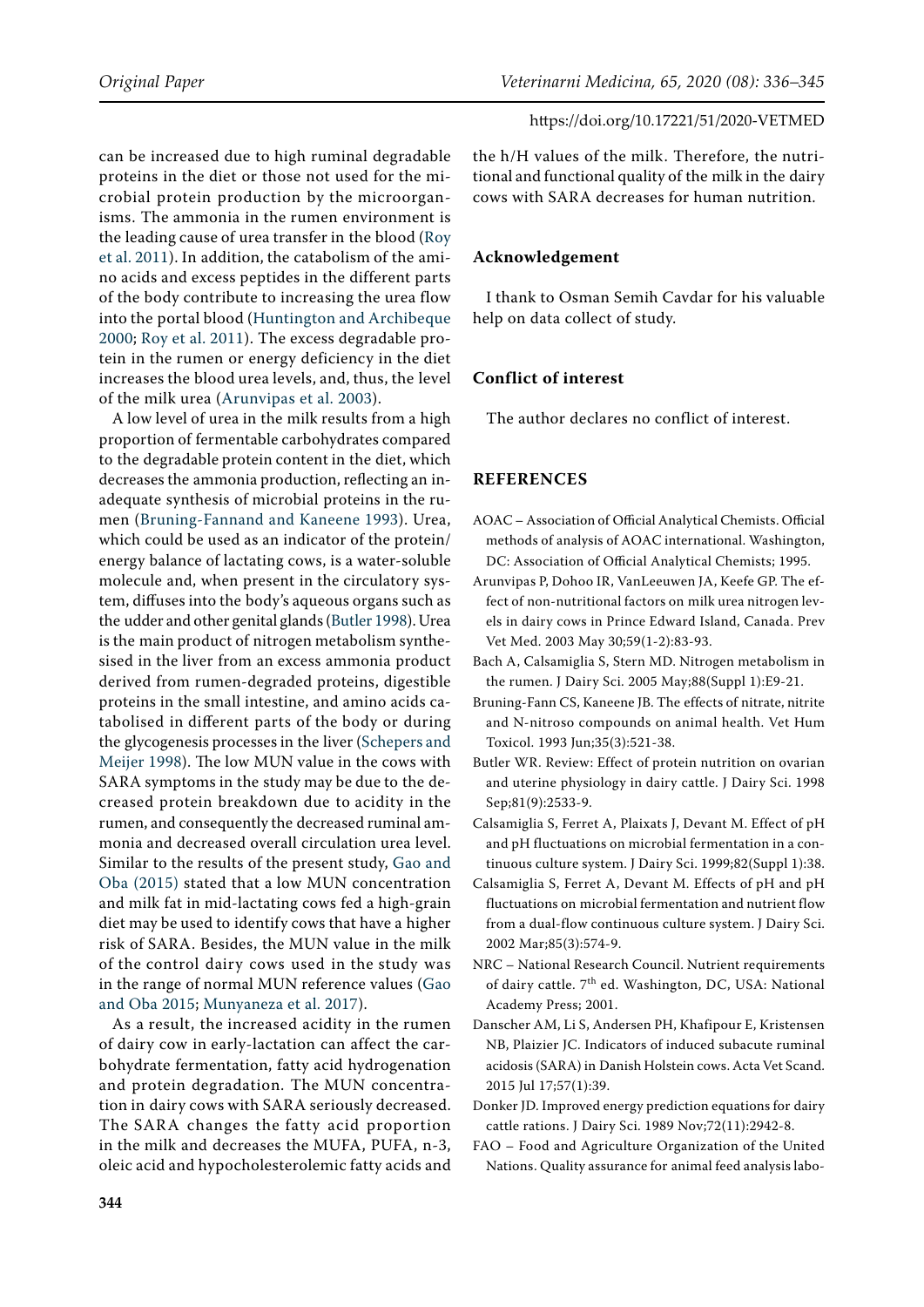can be increased due to high ruminal degradable proteins in the diet or those not used for the microbial protein production by the microorganisms. The ammonia in the rumen environment is the leading cause of urea transfer in the blood (Roy et al. 2011). In addition, the catabolism of the amino acids and excess peptides in the different parts of the body contribute to increasing the urea flow into the portal blood (Huntington and Archibeque 2000; Roy et al. 2011). The excess degradable protein in the rumen or energy deficiency in the diet increases the blood urea levels, and, thus, the level of the milk urea (Arunvipas et al. 2003).

A low level of urea in the milk results from a high proportion of fermentable carbohydrates compared to the degradable protein content in the diet, which decreases the ammonia production, reflecting an inadequate synthesis of microbial proteins in the rumen (Bruning-Fannand and Kaneene 1993). Urea, which could be used as an indicator of the protein/energy balance of lactating cows, is a water-soluble molecule and, when present in the circulatory system, diffuses into the body's aqueous organs such as the udder and other genital glands (Butler 1998). Urea is the main product of nitrogen metabolism synthesised in the liver from an excess ammonia product derived from rumen-degraded proteins, digestible proteins in the small intestine, and amino acids catabolised in different parts of the body or during the glycogenesis processes in the liver (Schepers and Meijer 1998). The low MUN value in the cows with SARA symptoms in the study may be due to the decreased protein breakdown due to acidity in the rumen, and consequently the decreased ruminal ammonia and decreased overall circulation urea level. Similar to the results of the present study, Gao and Oba (2015) stated that a low MUN concentration and milk fat in mid-lactating cows fed a high-grain diet may be used to identify cows that have a higher risk of SARA. Besides, the MUN value in the milk of the control dairy cows used in the study was in the range of normal MUN reference values (Gao and Oba 2015; Munyaneza et al. 2017).

As a result, the increased acidity in the rumen of dairy cow in early-lactation can affect the carbohydrate fermentation, fatty acid hydrogenation and protein degradation. The MUN concentration in dairy cows with SARA seriously decreased. The SARA changes the fatty acid proportion in the milk and decreases the MUFA, PUFA, n-3, oleic acid and hypocholesterolemic fatty acids and the h/H values of the milk. Therefore, the nutritional and functional quality of the milk in the dairy cows with SARA decreases for human nutrition.

## Acknowledgement

I thank to Osman Semih Cavdar for his valuable help on data collect of study.

## Conflict of interest

The author declares no conflict of interest.

## REFERENCES

AOAC – Association of Official Analytical Chemists. Official methods of analysis of AOAC international. Washington, DC: Association of Official Analytical Chemists; 1995.

Arunvipas P, Dohoo IR, VanLeeuwen JA, Keefe GP. The effect of non-nutritional factors on milk urea nitrogen levels in dairy cows in Prince Edward Island, Canada. Prev Vet Med. 2003 May 30;59(1-2):83-93.

Bach A, Calsamiglia S, Stern MD. Nitrogen metabolism in the rumen. J Dairy Sci. 2005 May;88(Suppl 1):E9-21.

Bruning-Fann CS, Kaneene JB. The effects of nitrate, nitrite and N-nitroso compounds on animal health. Vet Hum Toxicol. 1993 Jun;35(3):521-38.

Butler WR. Review: Effect of protein nutrition on ovarian and uterine physiology in dairy cattle. J Dairy Sci. 1998 Sep;81(9):2533-9.

Calsamiglia S, Ferret A, Plaixats J, Devant M. Effect of pH and pH fluctuations on microbial fermentation in a continuous culture system. J Dairy Sci. 1999;82(Suppl 1):38.

Calsamiglia S, Ferret A, Devant M. Effects of pH and pH fluctuations on microbial fermentation and nutrient flow from a dual-flow continuous culture system. J Dairy Sci. 2002 Mar;85(3):574-9.

NRC – National Research Council. Nutrient requirements of dairy cattle. 7th ed. Washington, DC, USA: National Academy Press; 2001.

Danscher AM, Li S, Andersen PH, Khafipour E, Kristensen NB, Plaizier JC. Indicators of induced subacute ruminal acidosis (SARA) in Danish Holstein cows. Acta Vet Scand. 2015 Jul 17;57(1):39.

Donker JD. Improved energy prediction equations for dairy cattle rations. J Dairy Sci. 1989 Nov;72(11):2942-8.

FAO – Food and Agriculture Organization of the United Nations. Quality assurance for animal feed analysis labo-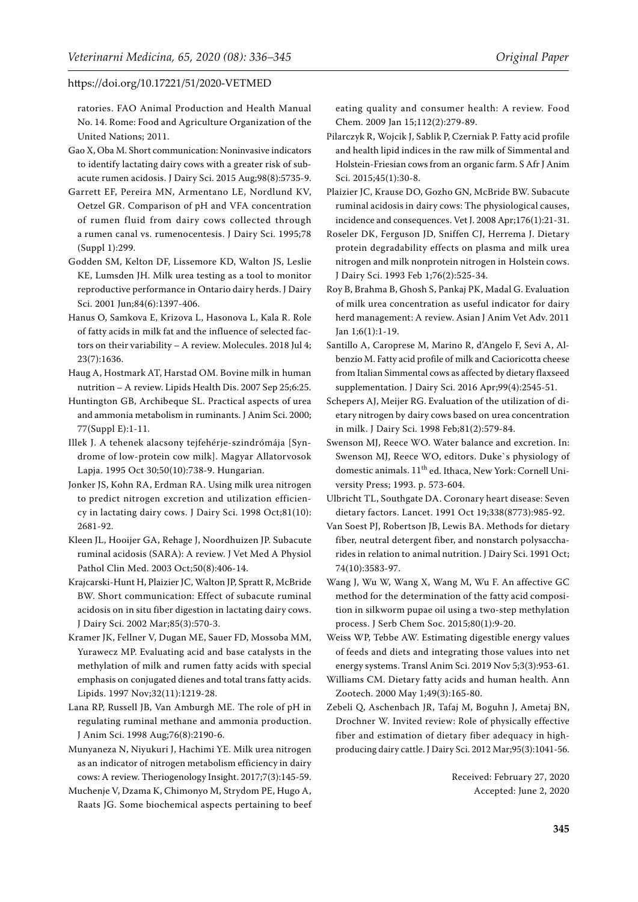ratories. FAO Animal Production and Health Manual No. 14. Rome: Food and Agriculture Organization of the United Nations; 2011.

Gao X, Oba M. Short communication: Noninvasive indicators to identify lactating dairy cows with a greater risk of subacute rumen acidosis. J Dairy Sci. 2015 Aug;98(8):5735-9.

Garrett EF, Pereira MN, Armentano LE, Nordlund KV, Oetzel GR. Comparison of pH and VFA concentration of rumen fluid from dairy cows collected through a rumen canal vs. rumenocentesis. J Dairy Sci. 1995;78 (Suppl 1):299.

Godden SM, Kelton DF, Lissemore KD, Walton JS, Leslie KE, Lumsden JH. Milk urea testing as a tool to monitor reproductive performance in Ontario dairy herds. J Dairy Sci. 2001 Jun;84(6):1397-406.

Hanus O, Samkova E, Krizova L, Hasonova L, Kala R. Role of fatty acids in milk fat and the influence of selected factors on their variability – A review. Molecules. 2018 Jul 4; 23(7):1636.

Haug A, Hostmark AT, Harstad OM. Bovine milk in human nutrition – A review. Lipids Health Dis. 2007 Sep 25;6:25.

Huntington GB, Archibeque SL. Practical aspects of urea and ammonia metabolism in ruminants. J Anim Sci. 2000; 77(Suppl E):1-11.

Illek J. A tehenek alacsony tejfehérje-szindrómája [Syndrome of low-protein cow milk]. Magyar Allatorvosok Lapja. 1995 Oct 30;50(10):738-9. Hungarian.

Jonker JS, Kohn RA, Erdman RA. Using milk urea nitrogen to predict nitrogen excretion and utilization efficiency in lactating dairy cows. J Dairy Sci. 1998 Oct;81(10): 2681-92.

Kleen JL, Hooijer GA, Rehage J, Noordhuizen JP. Subacute ruminal acidosis (SARA): A review. J Vet Med A Physiol Pathol Clin Med. 2003 Oct;50(8):406-14.

Krajcarski-Hunt H, Plaizier JC, Walton JP, Spratt R, McBride BW. Short communication: Effect of subacute ruminal acidosis on in situ fiber digestion in lactating dairy cows. J Dairy Sci. 2002 Mar;85(3):570-3.

Kramer JK, Fellner V, Dugan ME, Sauer FD, Mossoba MM, Yurawecz MP. Evaluating acid and base catalysts in the methylation of milk and rumen fatty acids with special emphasis on conjugated dienes and total trans fatty acids. Lipids. 1997 Nov;32(11):1219-28.

Lana RP, Russell JB, Van Amburgh ME. The role of pH in regulating ruminal methane and ammonia production. J Anim Sci. 1998 Aug;76(8):2190-6.

Munyaneza N, Niyukuri J, Hachimi YE. Milk urea nitrogen as an indicator of nitrogen metabolism efficiency in dairy cows: A review. Theriogenology Insight. 2017;7(3):145-59.

Muchenje V, Dzama K, Chimonyo M, Strydom PE, Hugo A, Raats JG. Some biochemical aspects pertaining to beef eating quality and consumer health: A review. Food Chem. 2009 Jan 15;112(2):279-89.

Pilarczyk R, Wojcik J, Sablik P, Czerniak P. Fatty acid profile and health lipid indices in the raw milk of Simmental and Holstein-Friesian cows from an organic farm. S Afr J Anim Sci. 2015;45(1):30-8.

Plaizier JC, Krause DO, Gozho GN, McBride BW. Subacute ruminal acidosis in dairy cows: The physiological causes, incidence and consequences. Vet J. 2008 Apr;176(1):21-31.

Roseler DK, Ferguson JD, Sniffen CJ, Herrema J. Dietary protein degradability effects on plasma and milk urea nitrogen and milk nonprotein nitrogen in Holstein cows. J Dairy Sci. 1993 Feb 1;76(2):525-34.

Roy B, Brahma B, Ghosh S, Pankaj PK, Madal G. Evaluation of milk urea concentration as useful indicator for dairy herd management: A review. Asian J Anim Vet Adv. 2011 Jan 1;6(1):1-19.

Santillo A, Caroprese M, Marino R, d'Angelo F, Sevi A, Albenzio M. Fatty acid profile of milk and Cacioricotta cheese from Italian Simmental cows as affected by dietary flaxseed supplementation. J Dairy Sci. 2016 Apr;99(4):2545-51.

Schepers AJ, Meijer RG. Evaluation of the utilization of dietary nitrogen by dairy cows based on urea concentration in milk. J Dairy Sci. 1998 Feb;81(2):579-84.

Swenson MJ, Reece WO. Water balance and excretion. In: Swenson MJ, Reece WO, editors. Duke`s physiology of domestic animals. 11th ed. Ithaca, New York: Cornell University Press; 1993. p. 573-604.

Ulbricht TL, Southgate DA. Coronary heart disease: Seven dietary factors. Lancet. 1991 Oct 19;338(8773):985-92.

Van Soest PJ, Robertson JB, Lewis BA. Methods for dietary fiber, neutral detergent fiber, and nonstarch polysaccharides in relation to animal nutrition. J Dairy Sci. 1991 Oct; 74(10):3583-97.

Wang J, Wu W, Wang X, Wang M, Wu F. An affective GC method for the determination of the fatty acid composition in silkworm pupae oil using a two-step methylation process. J Serb Chem Soc. 2015;80(1):9-20.

Weiss WP, Tebbe AW. Estimating digestible energy values of feeds and diets and integrating those values into net energy systems. Transl Anim Sci. 2019 Nov 5;3(3):953-61.

Williams CM. Dietary fatty acids and human health. Ann Zootech. 2000 May 1;49(3):165-80.

Zebeli Q, Aschenbach JR, Tafaj M, Boguhn J, Ametaj BN, Drochner W. Invited review: Role of physically effective fiber and estimation of dietary fiber adequacy in high-producing dairy cattle. J Dairy Sci. 2012 Mar;95(3):1041-56.

Received: February 27, 2020
Accepted: June 2, 2020